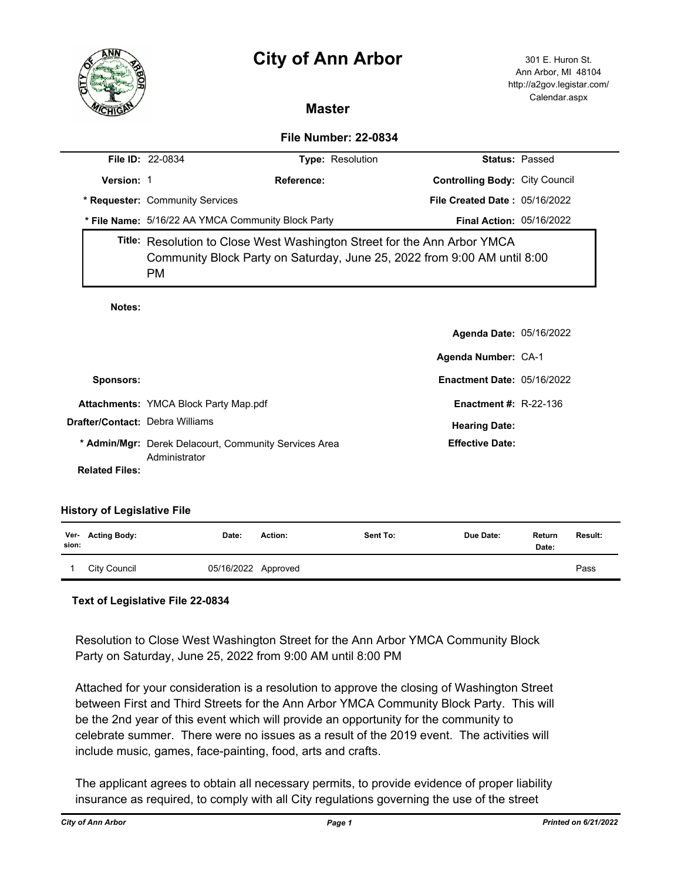# City of Ann Arbor

301 E. Huron St.
Ann Arbor, MI 48104
http://a2gov.legistar.com/Calendar.aspx

## Master

### File Number: 22-0834

**File ID:** 22-0834 **Type:** Resolution **Status:** Passed

**Version:** 1 **Reference:** **Controlling Body:** City Council

**\* Requester:** Community Services **File Created Date :** 05/16/2022

**\* File Name:** 5/16/22 AA YMCA Community Block Party **Final Action:** 05/16/2022

**Title:** Resolution to Close West Washington Street for the Ann Arbor YMCA Community Block Party on Saturday, June 25, 2022 from 9:00 AM until 8:00 PM

**Notes:**

**Agenda Date:** 05/16/2022

**Agenda Number:** CA-1

**Sponsors:** **Enactment Date:** 05/16/2022

**Attachments:** YMCA Block Party Map.pdf **Enactment #:** R-22-136

**Drafter/Contact:** Debra Williams **Hearing Date:**

**\* Admin/Mgr:** Derek Delacourt, Community Services Area Administrator **Effective Date:**

**Related Files:**

### History of Legislative File

| Ver-sion: | Acting Body: | Date: | Action: | Sent To: | Due Date: | Return Date: | Result: |
|---|---|---|---|---|---|---|---|
| 1 | City Council | 05/16/2022 | Approved | | | | Pass |

### Text of Legislative File 22-0834

Resolution to Close West Washington Street for the Ann Arbor YMCA Community Block Party on Saturday, June 25, 2022 from 9:00 AM until 8:00 PM

Attached for your consideration is a resolution to approve the closing of Washington Street between First and Third Streets for the Ann Arbor YMCA Community Block Party. This will be the 2nd year of this event which will provide an opportunity for the community to celebrate summer. There were no issues as a result of the 2019 event. The activities will include music, games, face-painting, food, arts and crafts.

The applicant agrees to obtain all necessary permits, to provide evidence of proper liability insurance as required, to comply with all City regulations governing the use of the street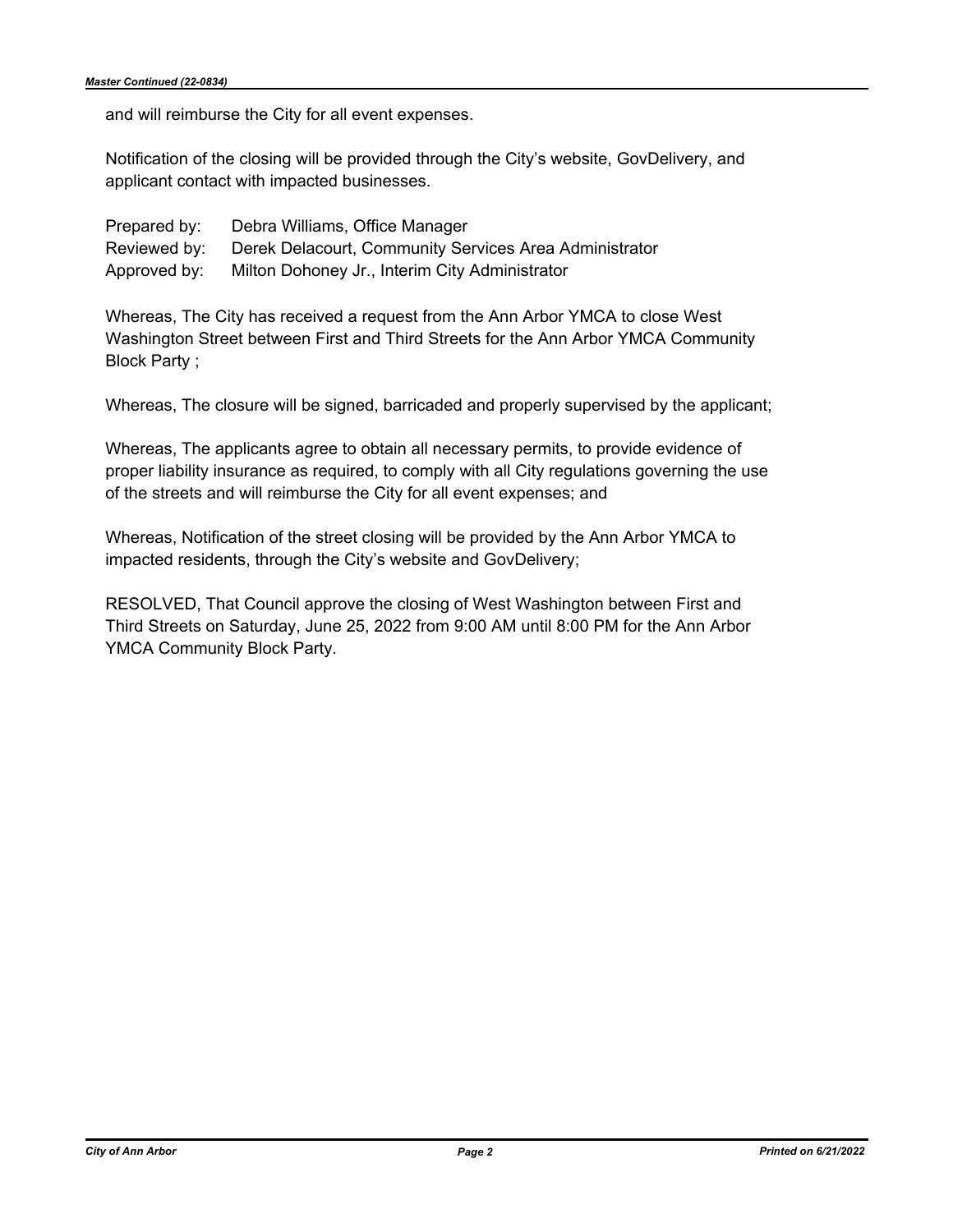and will reimburse the City for all event expenses.

Notification of the closing will be provided through the City's website, GovDelivery, and applicant contact with impacted businesses.

Prepared by: Debra Williams, Office Manager
Reviewed by: Derek Delacourt, Community Services Area Administrator
Approved by: Milton Dohoney Jr., Interim City Administrator

Whereas, The City has received a request from the Ann Arbor YMCA to close West Washington Street between First and Third Streets for the Ann Arbor YMCA Community Block Party ;

Whereas, The closure will be signed, barricaded and properly supervised by the applicant;

Whereas, The applicants agree to obtain all necessary permits, to provide evidence of proper liability insurance as required, to comply with all City regulations governing the use of the streets and will reimburse the City for all event expenses; and

Whereas, Notification of the street closing will be provided by the Ann Arbor YMCA to impacted residents, through the City's website and GovDelivery;

RESOLVED, That Council approve the closing of West Washington between First and Third Streets on Saturday, June 25, 2022 from 9:00 AM until 8:00 PM for the Ann Arbor YMCA Community Block Party.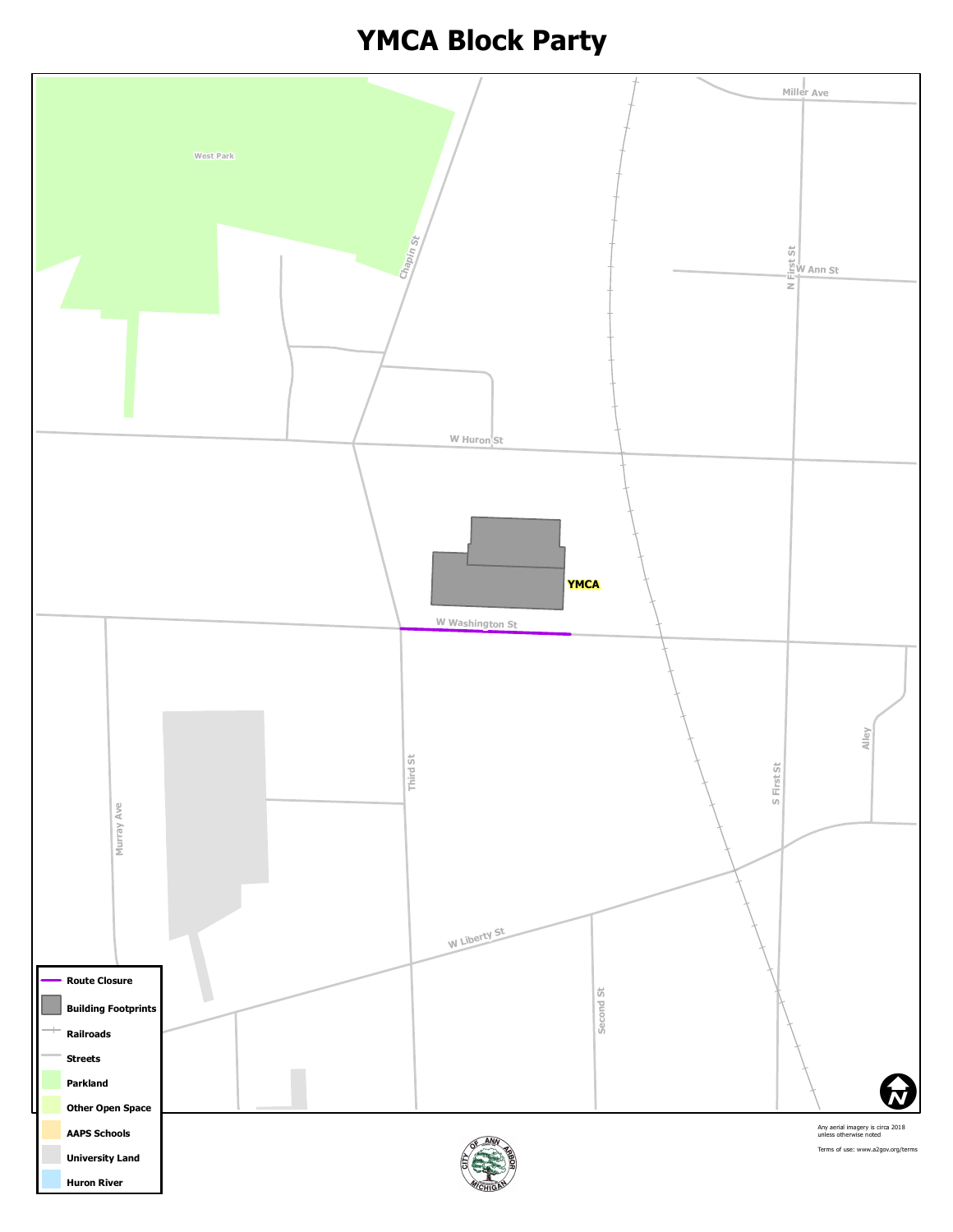# YMCA Block Party

West Park

Chapin St

Miller Ave

W Ann St

N First St

W Huron St

YMCA

W Washington St

Murray Ave

Third St

S First St

Alley

W Liberty St

Second St

Route Closure

Building Footprints

Railroads

Streets

Parkland

Other Open Space

AAPS Schools

University Land

Huron River

Any aerial imagery is circa 2018 unless otherwise noted

Terms of use: www.a2gov.org/terms

CITY OF ANN ARBOR MICHIGAN